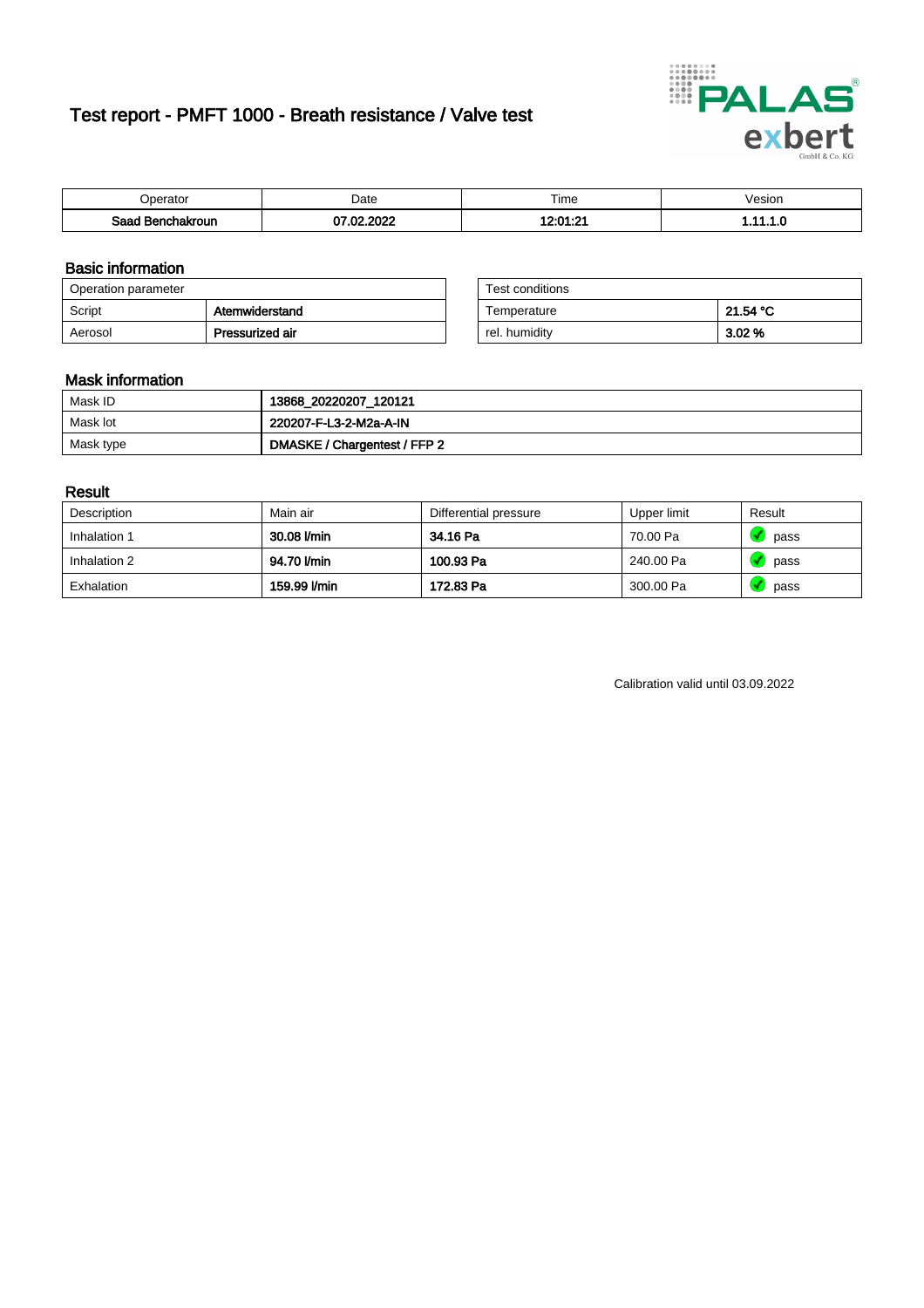# Test report - PMFT 1000 - Breath resistance / Valve test

| Operator | Date | Time | Vesion |
|---|---|---|---|
| **Saad Benchakroun** | **07.02.2022** | **12:01:21** | **1.11.1.0** |

## Basic information

| Operation parameter | |
|---|---|
| Script | **Atemwiderstand** |
| Aerosol | **Pressurized air** |

| Test conditions | |
|---|---|
| Temperature | **21.54 °C** |
| rel. humidity | **3.02 %** |

## Mask information

| | |
|---|---|
| Mask ID | **13868_20220207_120121** |
| Mask lot | **220207-F-L3-2-M2a-A-IN** |
| Mask type | **DMASKE / Chargentest / FFP 2** |

## Result

| Description | Main air | Differential pressure | Upper limit | Result |
|---|---|---|---|---|
| Inhalation 1 | **30.08 l/min** | **34.16 Pa** | 70.00 Pa | pass |
| Inhalation 2 | **94.70 l/min** | **100.93 Pa** | 240.00 Pa | pass |
| Exhalation | **159.99 l/min** | **172.83 Pa** | 300.00 Pa | pass |

Calibration valid until 03.09.2022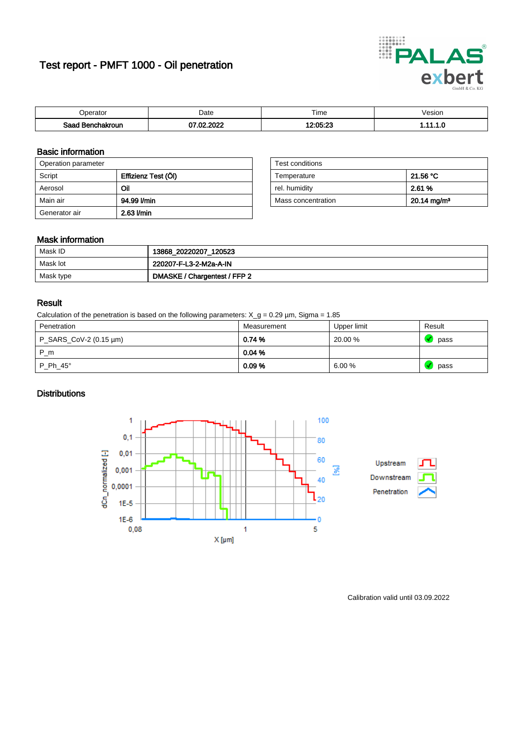# Test report - PMFT 1000 - Oil penetration

| Operator | Date | Time | Vesion |
| --- | --- | --- | --- |
| **Saad Benchakroun** | **07.02.2022** | **12:05:23** | **1.11.1.0** |

## Basic information

| Operation parameter | |
| --- | --- |
| Script | **Effizienz Test (Öl)** |
| Aerosol | **Oil** |
| Main air | **94.99 l/min** |
| Generator air | **2.63 l/min** |

| Test conditions | |
| --- | --- |
| Temperature | **21.56 °C** |
| rel. humidity | **2.61 %** |
| Mass concentration | **20.14 mg/m³** |

## Mask information

| | |
| --- | --- |
| Mask ID | **13868_20220207_120523** |
| Mask lot | **220207-F-L3-2-M2a-A-IN** |
| Mask type | **DMASKE / Chargentest / FFP 2** |

## Result

Calculation of the penetration is based on the following parameters: X_g = 0.29 µm, Sigma = 1.85

| Penetration | Measurement | Upper limit | Result |
| --- | --- | --- | --- |
| P_SARS_CoV-2 (0.15 µm) | **0.74 %** | 20.00 % | pass |
| P_m | **0.04 %** | | |
| P_Ph_45° | **0.09 %** | 6.00 % | pass |

## Distributions

1
0,1
0,01
0,001
0,0001
1E-5
1E-6
dCn_normalized [-]
0,08
1
5
X [µm]
100
80
60
40
20
0
[%]
Upstream
Downstream
Penetration

Calibration valid until 03.09.2022